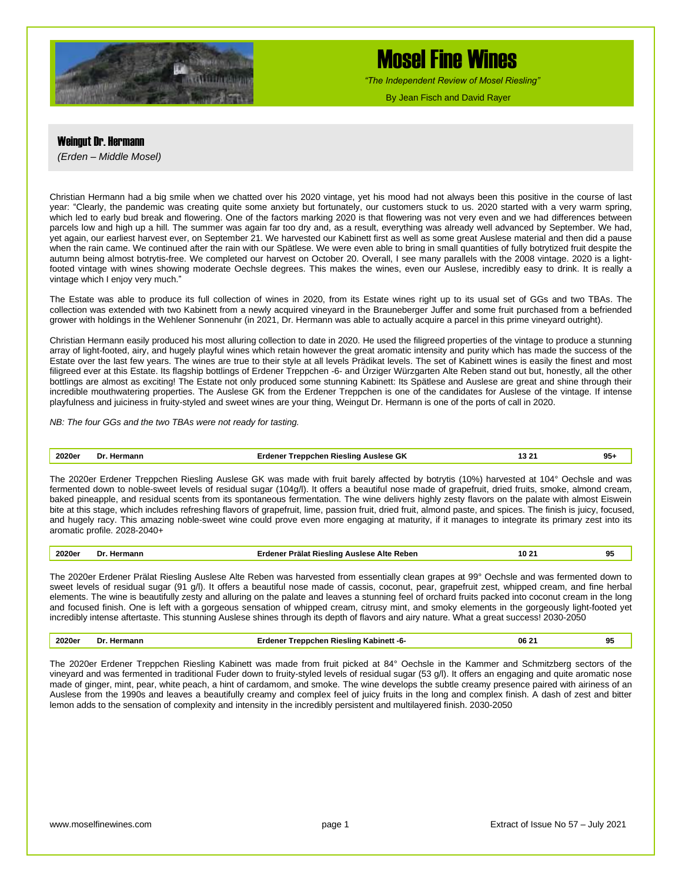# Mosel Fine Wines

*"The Independent Review of Mosel Riesling"*

By Jean Fisch and David Rayer

## Weingut Dr. Hermann

*(Erden – Middle Mosel)*

Christian Hermann had a big smile when we chatted over his 2020 vintage, yet his mood had not always been this positive in the course of last year: "Clearly, the pandemic was creating quite some anxiety but fortunately, our customers stuck to us. 2020 started with a very warm spring, which led to early bud break and flowering. One of the factors marking 2020 is that flowering was not very even and we had differences between parcels low and high up a hill. The summer was again far too dry and, as a result, everything was already well advanced by September. We had, yet again, our earliest harvest ever, on September 21. We harvested our Kabinett first as well as some great Auslese material and then did a pause when the rain came. We continued after the rain with our Spätlese. We were even able to bring in small quantities of fully botrytized fruit despite the autumn being almost botrytis-free. We completed our harvest on October 20. Overall, I see many parallels with the 2008 vintage. 2020 is a light-footed vintage with wines showing moderate Oechsle degrees. This makes the wines, even our Auslese, incredibly easy to drink. It is really a vintage which I enjoy very much."

The Estate was able to produce its full collection of wines in 2020, from its Estate wines right up to its usual set of GGs and two TBAs. The collection was extended with two Kabinett from a newly acquired vineyard in the Brauneberger Juffer and some fruit purchased from a befriended grower with holdings in the Wehlener Sonnenuhr (in 2021, Dr. Hermann was able to actually acquire a parcel in this prime vineyard outright).

Christian Hermann easily produced his most alluring collection to date in 2020. He used the filigreed properties of the vintage to produce a stunning array of light-footed, airy, and hugely playful wines which retain however the great aromatic intensity and purity which has made the success of the Estate over the last few years. The wines are true to their style at all levels Prädikat levels. The set of Kabinett wines is easily the finest and most filigreed ever at this Estate. Its flagship bottlings of Erdener Treppchen -6- and Ürziger Würzgarten Alte Reben stand out but, honestly, all the other bottlings are almost as exciting! The Estate not only produced some stunning Kabinett: Its Spätlese and Auslese are great and shine through their incredible mouthwatering properties. The Auslese GK from the Erdener Treppchen is one of the candidates for Auslese of the vintage. If intense playfulness and juiciness in fruity-styled and sweet wines are your thing, Weingut Dr. Hermann is one of the ports of call in 2020.

*NB: The four GGs and the two TBAs were not ready for tasting.*

| 2020er | Dr. Hermann | Erdener Treppchen Riesling Auslese GK | 13 21 | 95+ |
|---|---|---|---|---|

The 2020er Erdener Treppchen Riesling Auslese GK was made with fruit barely affected by botrytis (10%) harvested at 104° Oechsle and was fermented down to noble-sweet levels of residual sugar (104g/l). It offers a beautiful nose made of grapefruit, dried fruits, smoke, almond cream, baked pineapple, and residual scents from its spontaneous fermentation. The wine delivers highly zesty flavors on the palate with almost Eiswein bite at this stage, which includes refreshing flavors of grapefruit, lime, passion fruit, dried fruit, almond paste, and spices. The finish is juicy, focused, and hugely racy. This amazing noble-sweet wine could prove even more engaging at maturity, if it manages to integrate its primary zest into its aromatic profile. 2028-2040+

| 2020er | Dr. Hermann | Erdener Prälat Riesling Auslese Alte Reben | 10 21 | 95 |
|---|---|---|---|---|

The 2020er Erdener Prälat Riesling Auslese Alte Reben was harvested from essentially clean grapes at 99° Oechsle and was fermented down to sweet levels of residual sugar (91 g/l). It offers a beautiful nose made of cassis, coconut, pear, grapefruit zest, whipped cream, and fine herbal elements. The wine is beautifully zesty and alluring on the palate and leaves a stunning feel of orchard fruits packed into coconut cream in the long and focused finish. One is left with a gorgeous sensation of whipped cream, citrusy mint, and smoky elements in the gorgeously light-footed yet incredibly intense aftertaste. This stunning Auslese shines through its depth of flavors and airy nature. What a great success! 2030-2050

| 2020er | Dr. Hermann | Erdener Treppchen Riesling Kabinett -6- | 06 21 | 95 |
|---|---|---|---|---|

The 2020er Erdener Treppchen Riesling Kabinett was made from fruit picked at 84° Oechsle in the Kammer and Schmitzberg sectors of the vineyard and was fermented in traditional Fuder down to fruity-styled levels of residual sugar (53 g/l). It offers an engaging and quite aromatic nose made of ginger, mint, pear, white peach, a hint of cardamom, and smoke. The wine develops the subtle creamy presence paired with airiness of an Auslese from the 1990s and leaves a beautifully creamy and complex feel of juicy fruits in the long and complex finish. A dash of zest and bitter lemon adds to the sensation of complexity and intensity in the incredibly persistent and multilayered finish. 2030-2050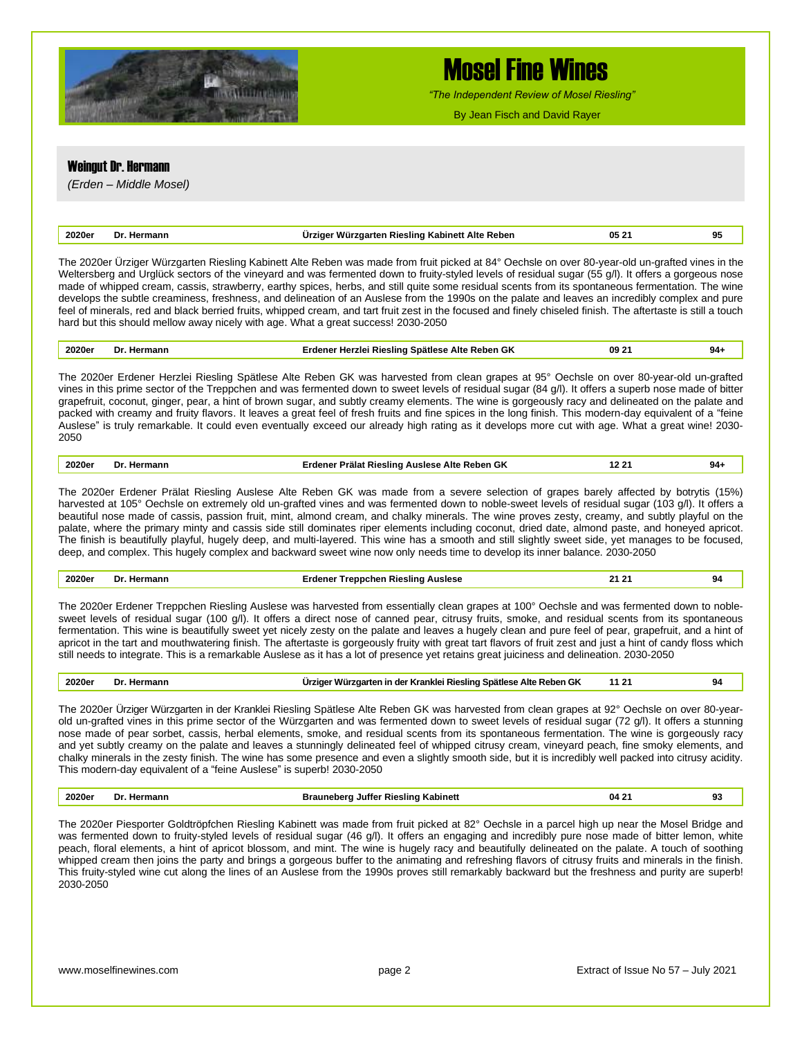# Mosel Fine Wines

*"The Independent Review of Mosel Riesling"*

By Jean Fisch and David Rayer

## Weingut Dr. Hermann

*(Erden – Middle Mosel)*

| 2020er | Dr. Hermann | Ürziger Würzgarten Riesling Kabinett Alte Reben | 05 21 | 95 |
|---|---|---|---|---|

The 2020er Ürziger Würzgarten Riesling Kabinett Alte Reben was made from fruit picked at 84° Oechsle on over 80-year-old un-grafted vines in the Weltersberg and Urglück sectors of the vineyard and was fermented down to fruity-styled levels of residual sugar (55 g/l). It offers a gorgeous nose made of whipped cream, cassis, strawberry, earthy spices, herbs, and still quite some residual scents from its spontaneous fermentation. The wine develops the subtle creaminess, freshness, and delineation of an Auslese from the 1990s on the palate and leaves an incredibly complex and pure feel of minerals, red and black berried fruits, whipped cream, and tart fruit zest in the focused and finely chiseled finish. The aftertaste is still a touch hard but this should mellow away nicely with age. What a great success! 2030-2050

| 2020er | Dr. Hermann | Erdener Herzlei Riesling Spätlese Alte Reben GK | 09 21 | 94+ |
|---|---|---|---|---|

The 2020er Erdener Herzlei Riesling Spätlese Alte Reben GK was harvested from clean grapes at 95° Oechsle on over 80-year-old un-grafted vines in this prime sector of the Treppchen and was fermented down to sweet levels of residual sugar (84 g/l). It offers a superb nose made of bitter grapefruit, coconut, ginger, pear, a hint of brown sugar, and subtly creamy elements. The wine is gorgeously racy and delineated on the palate and packed with creamy and fruity flavors. It leaves a great feel of fresh fruits and fine spices in the long finish. This modern-day equivalent of a "feine Auslese" is truly remarkable. It could even eventually exceed our already high rating as it develops more cut with age. What a great wine! 2030-2050

| 2020er | Dr. Hermann | Erdener Prälat Riesling Auslese Alte Reben GK | 12 21 | 94+ |
|---|---|---|---|---|

The 2020er Erdener Prälat Riesling Auslese Alte Reben GK was made from a severe selection of grapes barely affected by botrytis (15%) harvested at 105° Oechsle on extremely old un-grafted vines and was fermented down to noble-sweet levels of residual sugar (103 g/l). It offers a beautiful nose made of cassis, passion fruit, mint, almond cream, and chalky minerals. The wine proves zesty, creamy, and subtly playful on the palate, where the primary minty and cassis side still dominates riper elements including coconut, dried date, almond paste, and honeyed apricot. The finish is beautifully playful, hugely deep, and multi-layered. This wine has a smooth and still slightly sweet side, yet manages to be focused, deep, and complex. This hugely complex and backward sweet wine now only needs time to develop its inner balance. 2030-2050

| 2020er | Dr. Hermann | Erdener Treppchen Riesling Auslese | 21 21 | 94 |
|---|---|---|---|---|

The 2020er Erdener Treppchen Riesling Auslese was harvested from essentially clean grapes at 100° Oechsle and was fermented down to noble-sweet levels of residual sugar (100 g/l). It offers a direct nose of canned pear, citrusy fruits, smoke, and residual scents from its spontaneous fermentation. This wine is beautifully sweet yet nicely zesty on the palate and leaves a hugely clean and pure feel of pear, grapefruit, and a hint of apricot in the tart and mouthwatering finish. The aftertaste is gorgeously fruity with great tart flavors of fruit zest and just a hint of candy floss which still needs to integrate. This is a remarkable Auslese as it has a lot of presence yet retains great juiciness and delineation. 2030-2050

| 2020er | Dr. Hermann | Ürziger Würzgarten in der Kranklei Riesling Spätlese Alte Reben GK | 11 21 | 94 |
|---|---|---|---|---|

The 2020er Ürziger Würzgarten in der Kranklei Riesling Spätlese Alte Reben GK was harvested from clean grapes at 92° Oechsle on over 80-year-old un-grafted vines in this prime sector of the Würzgarten and was fermented down to sweet levels of residual sugar (72 g/l). It offers a stunning nose made of pear sorbet, cassis, herbal elements, smoke, and residual scents from its spontaneous fermentation. The wine is gorgeously racy and yet subtly creamy on the palate and leaves a stunningly delineated feel of whipped citrusy cream, vineyard peach, fine smoky elements, and chalky minerals in the zesty finish. The wine has some presence and even a slightly smooth side, but it is incredibly well packed into citrusy acidity. This modern-day equivalent of a "feine Auslese" is superb! 2030-2050

| 2020er | Dr. Hermann | Brauneberg Juffer Riesling Kabinett | 04 21 | 93 |
|---|---|---|---|---|

The 2020er Piesporter Goldtröpfchen Riesling Kabinett was made from fruit picked at 82° Oechsle in a parcel high up near the Mosel Bridge and was fermented down to fruity-styled levels of residual sugar (46 g/l). It offers an engaging and incredibly pure nose made of bitter lemon, white peach, floral elements, a hint of apricot blossom, and mint. The wine is hugely racy and beautifully delineated on the palate. A touch of soothing whipped cream then joins the party and brings a gorgeous buffer to the animating and refreshing flavors of citrusy fruits and minerals in the finish. This fruity-styled wine cut along the lines of an Auslese from the 1990s proves still remarkably backward but the freshness and purity are superb! 2030-2050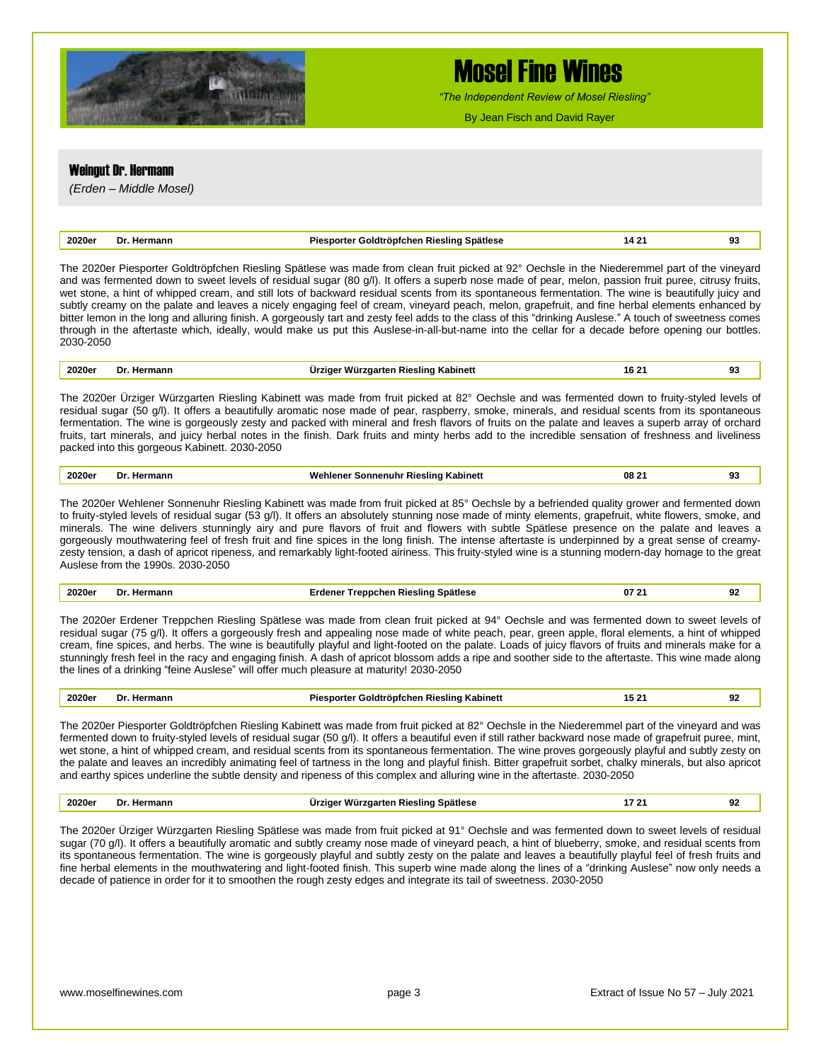# Mosel Fine Wines

*"The Independent Review of Mosel Riesling"*

By Jean Fisch and David Rayer

## Weingut Dr. Hermann

*(Erden – Middle Mosel)*

| 2020er | Dr. Hermann | Piesporter Goldtröpfchen Riesling Spätlese | 14 21 | 93 |
|---|---|---|---|---|

The 2020er Piesporter Goldtröpfchen Riesling Spätlese was made from clean fruit picked at 92° Oechsle in the Niederemmel part of the vineyard and was fermented down to sweet levels of residual sugar (80 g/l). It offers a superb nose made of pear, melon, passion fruit puree, citrusy fruits, wet stone, a hint of whipped cream, and still lots of backward residual scents from its spontaneous fermentation. The wine is beautifully juicy and subtly creamy on the palate and leaves a nicely engaging feel of cream, vineyard peach, melon, grapefruit, and fine herbal elements enhanced by bitter lemon in the long and alluring finish. A gorgeously tart and zesty feel adds to the class of this "drinking Auslese." A touch of sweetness comes through in the aftertaste which, ideally, would make us put this Auslese-in-all-but-name into the cellar for a decade before opening our bottles. 2030-2050

| 2020er | Dr. Hermann | Ürziger Würzgarten Riesling Kabinett | 16 21 | 93 |
|---|---|---|---|---|

The 2020er Ürziger Würzgarten Riesling Kabinett was made from fruit picked at 82° Oechsle and was fermented down to fruity-styled levels of residual sugar (50 g/l). It offers a beautifully aromatic nose made of pear, raspberry, smoke, minerals, and residual scents from its spontaneous fermentation. The wine is gorgeously zesty and packed with mineral and fresh flavors of fruits on the palate and leaves a superb array of orchard fruits, tart minerals, and juicy herbal notes in the finish. Dark fruits and minty herbs add to the incredible sensation of freshness and liveliness packed into this gorgeous Kabinett. 2030-2050

| 2020er | Dr. Hermann | Wehlener Sonnenuhr Riesling Kabinett | 08 21 | 93 |
|---|---|---|---|---|

The 2020er Wehlener Sonnenuhr Riesling Kabinett was made from fruit picked at 85° Oechsle by a befriended quality grower and fermented down to fruity-styled levels of residual sugar (53 g/l). It offers an absolutely stunning nose made of minty elements, grapefruit, white flowers, smoke, and minerals. The wine delivers stunningly airy and pure flavors of fruit and flowers with subtle Spätlese presence on the palate and leaves a gorgeously mouthwatering feel of fresh fruit and fine spices in the long finish. The intense aftertaste is underpinned by a great sense of creamy-zesty tension, a dash of apricot ripeness, and remarkably light-footed airiness. This fruity-styled wine is a stunning modern-day homage to the great Auslese from the 1990s. 2030-2050

| 2020er | Dr. Hermann | Erdener Treppchen Riesling Spätlese | 07 21 | 92 |
|---|---|---|---|---|

The 2020er Erdener Treppchen Riesling Spätlese was made from clean fruit picked at 94° Oechsle and was fermented down to sweet levels of residual sugar (75 g/l). It offers a gorgeously fresh and appealing nose made of white peach, pear, green apple, floral elements, a hint of whipped cream, fine spices, and herbs. The wine is beautifully playful and light-footed on the palate. Loads of juicy flavors of fruits and minerals make for a stunningly fresh feel in the racy and engaging finish. A dash of apricot blossom adds a ripe and soother side to the aftertaste. This wine made along the lines of a drinking "feine Auslese" will offer much pleasure at maturity! 2030-2050

| 2020er | Dr. Hermann | Piesporter Goldtröpfchen Riesling Kabinett | 15 21 | 92 |
|---|---|---|---|---|

The 2020er Piesporter Goldtröpfchen Riesling Kabinett was made from fruit picked at 82° Oechsle in the Niederemmel part of the vineyard and was fermented down to fruity-styled levels of residual sugar (50 g/l). It offers a beautiful even if still rather backward nose made of grapefruit puree, mint, wet stone, a hint of whipped cream, and residual scents from its spontaneous fermentation. The wine proves gorgeously playful and subtly zesty on the palate and leaves an incredibly animating feel of tartness in the long and playful finish. Bitter grapefruit sorbet, chalky minerals, but also apricot and earthy spices underline the subtle density and ripeness of this complex and alluring wine in the aftertaste. 2030-2050

| 2020er | Dr. Hermann | Ürziger Würzgarten Riesling Spätlese | 17 21 | 92 |
|---|---|---|---|---|

The 2020er Ürziger Würzgarten Riesling Spätlese was made from fruit picked at 91° Oechsle and was fermented down to sweet levels of residual sugar (70 g/l). It offers a beautifully aromatic and subtly creamy nose made of vineyard peach, a hint of blueberry, smoke, and residual scents from its spontaneous fermentation. The wine is gorgeously playful and subtly zesty on the palate and leaves a beautifully playful feel of fresh fruits and fine herbal elements in the mouthwatering and light-footed finish. This superb wine made along the lines of a "drinking Auslese" now only needs a decade of patience in order for it to smoothen the rough zesty edges and integrate its tail of sweetness. 2030-2050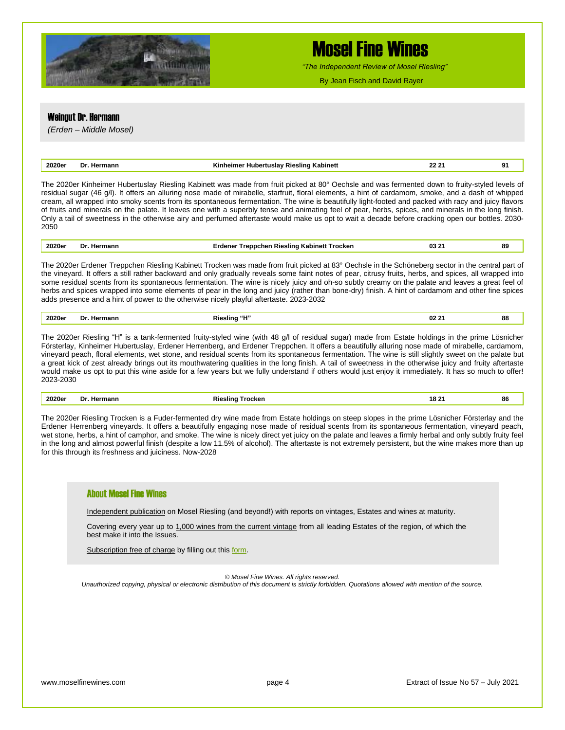# Mosel Fine Wines

*"The Independent Review of Mosel Riesling"*

By Jean Fisch and David Rayer

## Weingut Dr. Hermann

*(Erden – Middle Mosel)*

| | | | | |
|---|---|---|---|---|
| **2020er** | **Dr. Hermann** | **Kinheimer Hubertuslay Riesling Kabinett** | **22 21** | **91** |

The 2020er Kinheimer Hubertuslay Riesling Kabinett was made from fruit picked at 80° Oechsle and was fermented down to fruity-styled levels of residual sugar (46 g/l). It offers an alluring nose made of mirabelle, starfruit, floral elements, a hint of cardamom, smoke, and a dash of whipped cream, all wrapped into smoky scents from its spontaneous fermentation. The wine is beautifully light-footed and packed with racy and juicy flavors of fruits and minerals on the palate. It leaves one with a superbly tense and animating feel of pear, herbs, spices, and minerals in the long finish. Only a tail of sweetness in the otherwise airy and perfumed aftertaste would make us opt to wait a decade before cracking open our bottles. 2030-2050

| | | | | |
|---|---|---|---|---|
| **2020er** | **Dr. Hermann** | **Erdener Treppchen Riesling Kabinett Trocken** | **03 21** | **89** |

The 2020er Erdener Treppchen Riesling Kabinett Trocken was made from fruit picked at 83° Oechsle in the Schöneberg sector in the central part of the vineyard. It offers a still rather backward and only gradually reveals some faint notes of pear, citrusy fruits, herbs, and spices, all wrapped into some residual scents from its spontaneous fermentation. The wine is nicely juicy and oh-so subtly creamy on the palate and leaves a great feel of herbs and spices wrapped into some elements of pear in the long and juicy (rather than bone-dry) finish. A hint of cardamom and other fine spices adds presence and a hint of power to the otherwise nicely playful aftertaste. 2023-2032

| | | | | |
|---|---|---|---|---|
| **2020er** | **Dr. Hermann** | **Riesling "H"** | **02 21** | **88** |

The 2020er Riesling "H" is a tank-fermented fruity-styled wine (with 48 g/l of residual sugar) made from Estate holdings in the prime Lösnicher Försterlay, Kinheimer Hubertuslay, Erdener Herrenberg, and Erdener Treppchen. It offers a beautifully alluring nose made of mirabelle, cardamom, vineyard peach, floral elements, wet stone, and residual scents from its spontaneous fermentation. The wine is still slightly sweet on the palate but a great kick of zest already brings out its mouthwatering qualities in the long finish. A tail of sweetness in the otherwise juicy and fruity aftertaste would make us opt to put this wine aside for a few years but we fully understand if others would just enjoy it immediately. It has so much to offer! 2023-2030

| | | | | |
|---|---|---|---|---|
| **2020er** | **Dr. Hermann** | **Riesling Trocken** | **18 21** | **86** |

The 2020er Riesling Trocken is a Fuder-fermented dry wine made from Estate holdings on steep slopes in the prime Lösnicher Försterlay and the Erdener Herrenberg vineyards. It offers a beautifully engaging nose made of residual scents from its spontaneous fermentation, vineyard peach, wet stone, herbs, a hint of camphor, and smoke. The wine is nicely direct yet juicy on the palate and leaves a firmly herbal and only subtly fruity feel in the long and almost powerful finish (despite a low 11.5% of alcohol). The aftertaste is not extremely persistent, but the wine makes more than up for this through its freshness and juiciness. Now-2028

### About Mosel Fine Wines

Independent publication on Mosel Riesling (and beyond!) with reports on vintages, Estates and wines at maturity.

Covering every year up to 1,000 wines from the current vintage from all leading Estates of the region, of which the best make it into the Issues.

Subscription free of charge by filling out this form.

*© Mosel Fine Wines. All rights reserved.*

*Unauthorized copying, physical or electronic distribution of this document is strictly forbidden. Quotations allowed with mention of the source.*